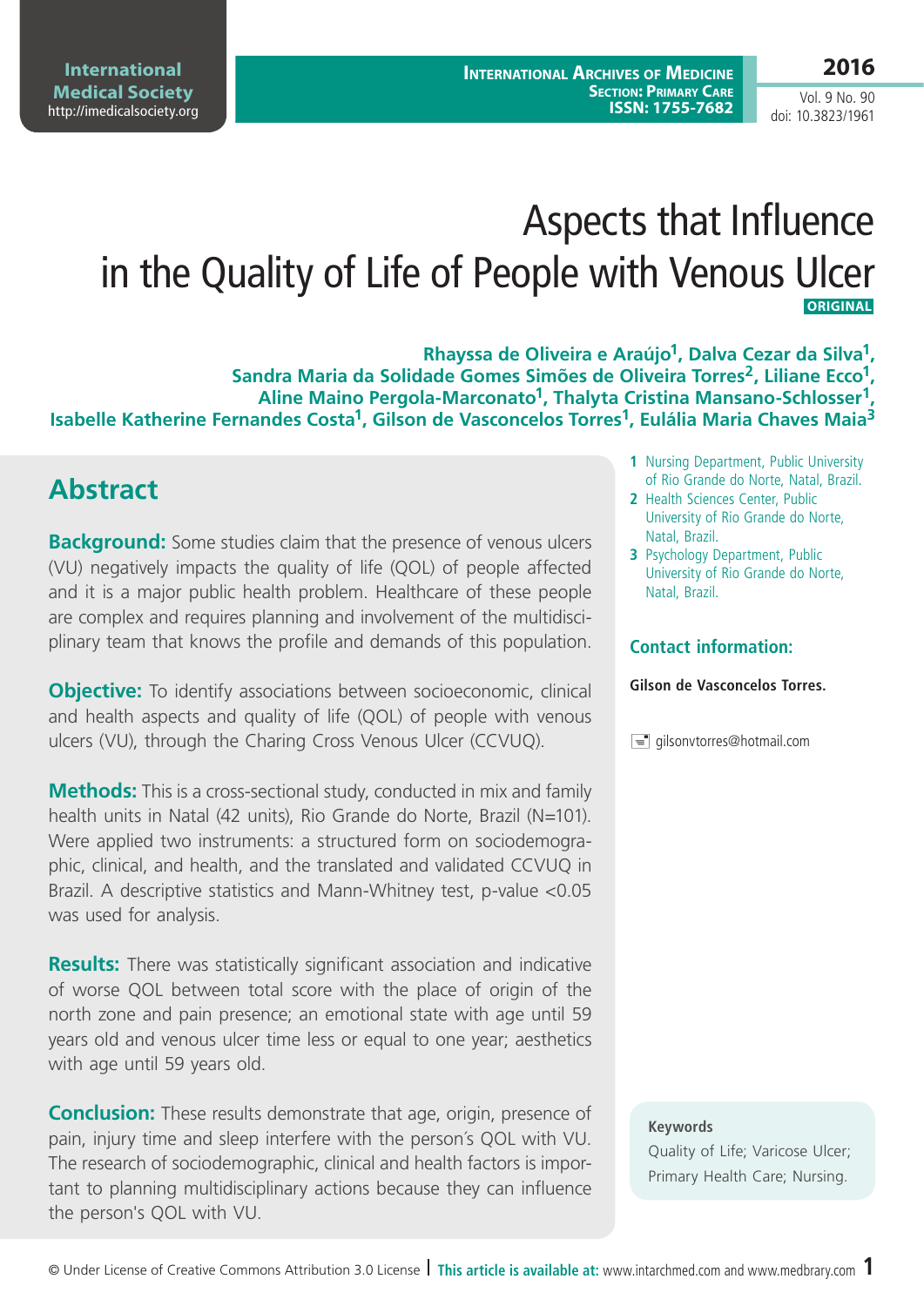# Aspects that Influence in the Quality of Life of People with Venous Ulcer

ORIGINAL

**Rhayssa de Oliveira e Araújo[1], Dalva Cezar da Silva[1], Sandra Maria da Solidade Gomes Simões de Oliveira Torres[2], Liliane Ecco[1], Aline Maino Pergola-Marconato[1], Thalyta Cristina Mansano-Schlosser[1], Isabelle Katherine Fernandes Costa[1], Gilson de Vasconcelos Torres[1], Eulália Maria Chaves Maia[3]**

1 Nursing Department, Public University of Rio Grande do Norte, Natal, Brazil.
2 Health Sciences Center, Public University of Rio Grande do Norte, Natal, Brazil.
3 Psychology Department, Public University of Rio Grande do Norte, Natal, Brazil.

### Contact information:

**Gilson de Vasconcelos Torres.**

gilsonvtorres@hotmail.com

## Abstract

**Background:** Some studies claim that the presence of venous ulcers (VU) negatively impacts the quality of life (QOL) of people affected and it is a major public health problem. Healthcare of these people are complex and requires planning and involvement of the multidisciplinary team that knows the profile and demands of this population.

**Objective:** To identify associations between socioeconomic, clinical and health aspects and quality of life (QOL) of people with venous ulcers (VU), through the Charing Cross Venous Ulcer (CCVUQ).

**Methods:** This is a cross-sectional study, conducted in mix and family health units in Natal (42 units), Rio Grande do Norte, Brazil (N=101). Were applied two instruments: a structured form on sociodemographic, clinical, and health, and the translated and validated CCVUQ in Brazil. A descriptive statistics and Mann-Whitney test, p-value <0.05 was used for analysis.

**Results:** There was statistically significant association and indicative of worse QOL between total score with the place of origin of the north zone and pain presence; an emotional state with age until 59 years old and venous ulcer time less or equal to one year; aesthetics with age until 59 years old.

**Conclusion:** These results demonstrate that age, origin, presence of pain, injury time and sleep interfere with the person´s QOL with VU. The research of sociodemographic, clinical and health factors is important to planning multidisciplinary actions because they can influence the person's QOL with VU.

**Keywords**
Quality of Life; Varicose Ulcer; Primary Health Care; Nursing.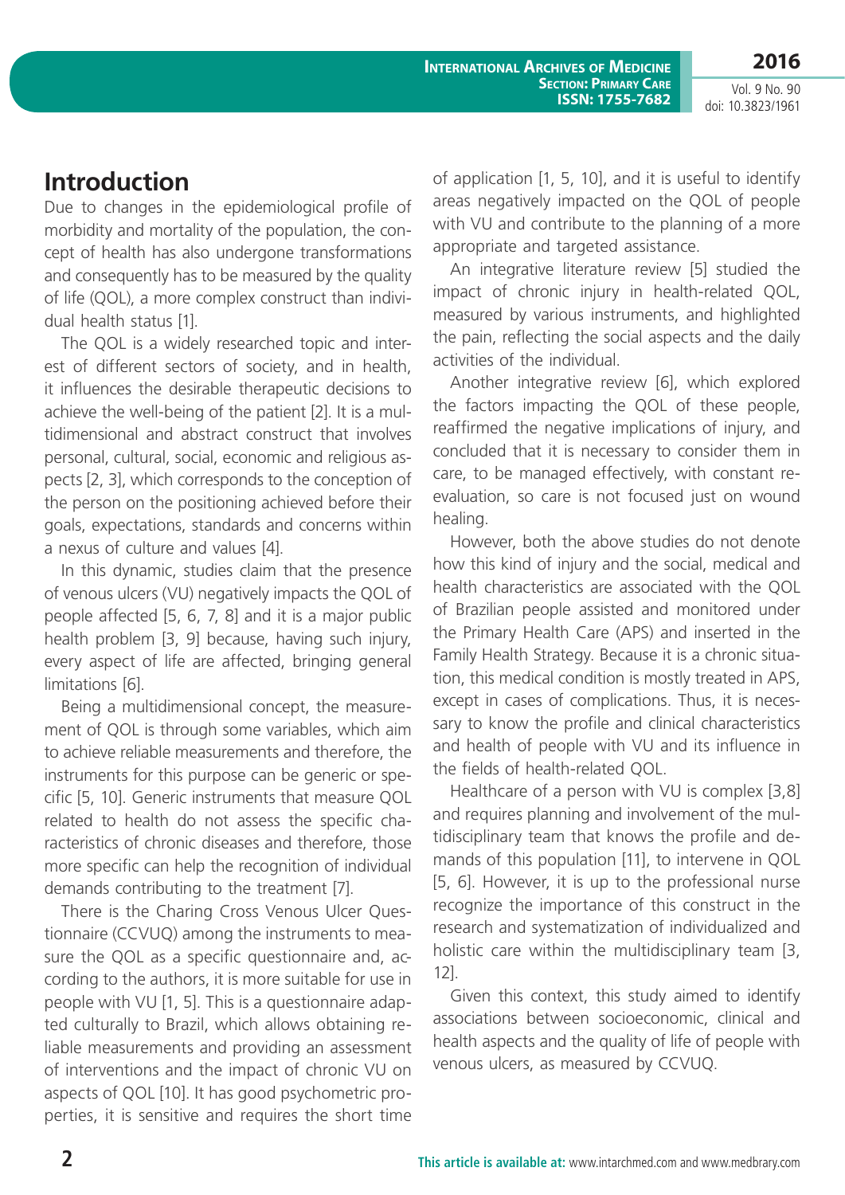## Introduction

Due to changes in the epidemiological profile of morbidity and mortality of the population, the concept of health has also undergone transformations and consequently has to be measured by the quality of life (QOL), a more complex construct than individual health status [1].

The QOL is a widely researched topic and interest of different sectors of society, and in health, it influences the desirable therapeutic decisions to achieve the well-being of the patient [2]. It is a multidimensional and abstract construct that involves personal, cultural, social, economic and religious aspects [2, 3], which corresponds to the conception of the person on the positioning achieved before their goals, expectations, standards and concerns within a nexus of culture and values [4].

In this dynamic, studies claim that the presence of venous ulcers (VU) negatively impacts the QOL of people affected [5, 6, 7, 8] and it is a major public health problem [3, 9] because, having such injury, every aspect of life are affected, bringing general limitations [6].

Being a multidimensional concept, the measurement of QOL is through some variables, which aim to achieve reliable measurements and therefore, the instruments for this purpose can be generic or specific [5, 10]. Generic instruments that measure QOL related to health do not assess the specific characteristics of chronic diseases and therefore, those more specific can help the recognition of individual demands contributing to the treatment [7].

There is the Charing Cross Venous Ulcer Questionnaire (CCVUQ) among the instruments to measure the QOL as a specific questionnaire and, according to the authors, it is more suitable for use in people with VU [1, 5]. This is a questionnaire adapted culturally to Brazil, which allows obtaining reliable measurements and providing an assessment of interventions and the impact of chronic VU on aspects of QOL [10]. It has good psychometric properties, it is sensitive and requires the short time of application [1, 5, 10], and it is useful to identify areas negatively impacted on the QOL of people with VU and contribute to the planning of a more appropriate and targeted assistance.

An integrative literature review [5] studied the impact of chronic injury in health-related QOL, measured by various instruments, and highlighted the pain, reflecting the social aspects and the daily activities of the individual.

Another integrative review [6], which explored the factors impacting the QOL of these people, reaffirmed the negative implications of injury, and concluded that it is necessary to consider them in care, to be managed effectively, with constant re-evaluation, so care is not focused just on wound healing.

However, both the above studies do not denote how this kind of injury and the social, medical and health characteristics are associated with the QOL of Brazilian people assisted and monitored under the Primary Health Care (APS) and inserted in the Family Health Strategy. Because it is a chronic situation, this medical condition is mostly treated in APS, except in cases of complications. Thus, it is necessary to know the profile and clinical characteristics and health of people with VU and its influence in the fields of health-related QOL.

Healthcare of a person with VU is complex [3,8] and requires planning and involvement of the multidisciplinary team that knows the profile and demands of this population [11], to intervene in QOL [5, 6]. However, it is up to the professional nurse recognize the importance of this construct in the research and systematization of individualized and holistic care within the multidisciplinary team [3, 12].

Given this context, this study aimed to identify associations between socioeconomic, clinical and health aspects and the quality of life of people with venous ulcers, as measured by CCVUQ.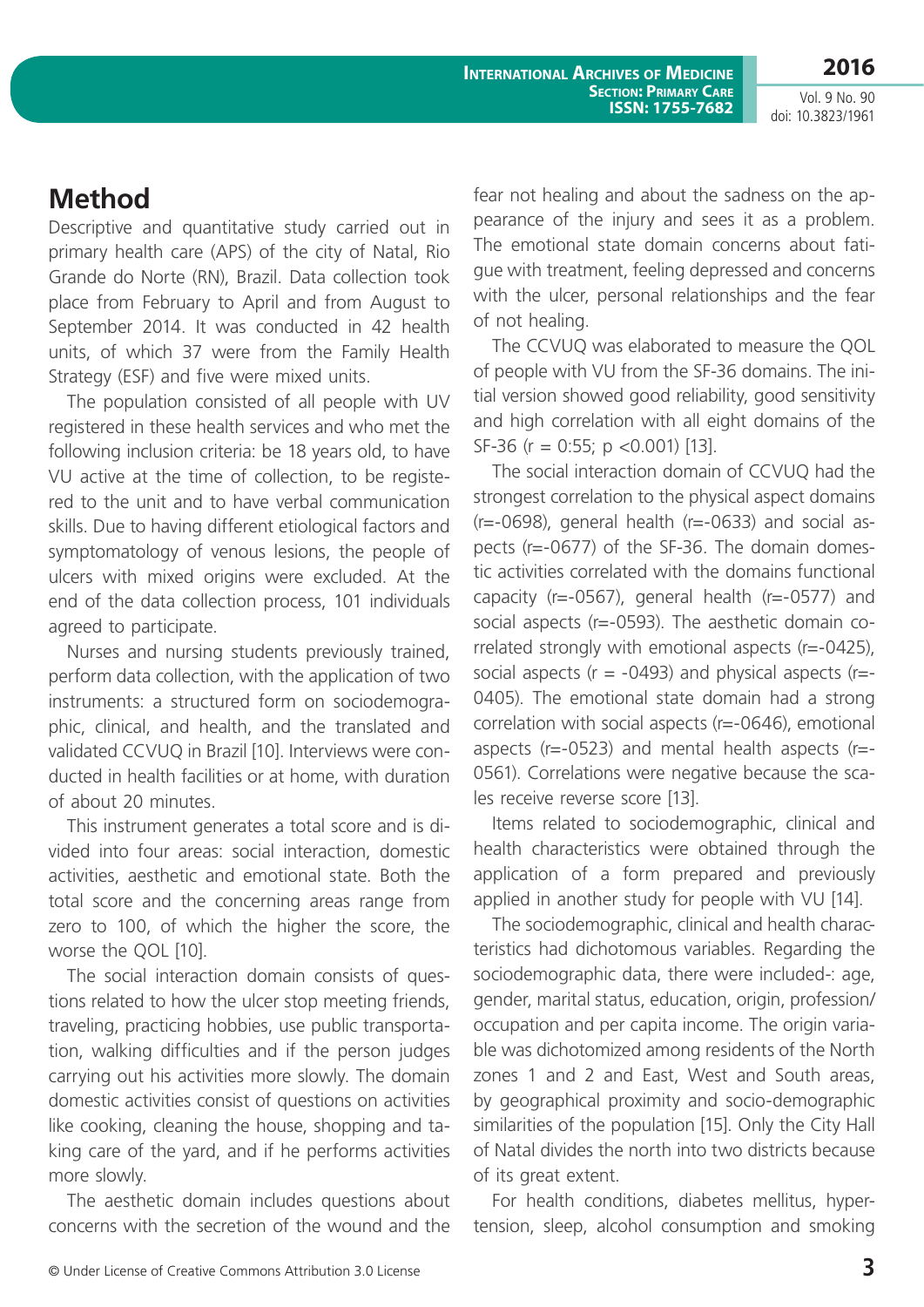## Method

Descriptive and quantitative study carried out in primary health care (APS) of the city of Natal, Rio Grande do Norte (RN), Brazil. Data collection took place from February to April and from August to September 2014. It was conducted in 42 health units, of which 37 were from the Family Health Strategy (ESF) and five were mixed units.

The population consisted of all people with UV registered in these health services and who met the following inclusion criteria: be 18 years old, to have VU active at the time of collection, to be registered to the unit and to have verbal communication skills. Due to having different etiological factors and symptomatology of venous lesions, the people of ulcers with mixed origins were excluded. At the end of the data collection process, 101 individuals agreed to participate.

Nurses and nursing students previously trained, perform data collection, with the application of two instruments: a structured form on sociodemographic, clinical, and health, and the translated and validated CCVUQ in Brazil [10]. Interviews were conducted in health facilities or at home, with duration of about 20 minutes.

This instrument generates a total score and is divided into four areas: social interaction, domestic activities, aesthetic and emotional state. Both the total score and the concerning areas range from zero to 100, of which the higher the score, the worse the QOL [10].

The social interaction domain consists of questions related to how the ulcer stop meeting friends, traveling, practicing hobbies, use public transportation, walking difficulties and if the person judges carrying out his activities more slowly. The domain domestic activities consist of questions on activities like cooking, cleaning the house, shopping and taking care of the yard, and if he performs activities more slowly.

The aesthetic domain includes questions about concerns with the secretion of the wound and the fear not healing and about the sadness on the appearance of the injury and sees it as a problem. The emotional state domain concerns about fatigue with treatment, feeling depressed and concerns with the ulcer, personal relationships and the fear of not healing.

The CCVUQ was elaborated to measure the QOL of people with VU from the SF-36 domains. The initial version showed good reliability, good sensitivity and high correlation with all eight domains of the SF-36 (r = 0:55; p <0.001) [13].

The social interaction domain of CCVUQ had the strongest correlation to the physical aspect domains (r=-0698), general health (r=-0633) and social aspects (r=-0677) of the SF-36. The domain domestic activities correlated with the domains functional capacity (r=-0567), general health (r=-0577) and social aspects (r=-0593). The aesthetic domain correlated strongly with emotional aspects (r=-0425), social aspects (r = -0493) and physical aspects (r=-0405). The emotional state domain had a strong correlation with social aspects (r=-0646), emotional aspects (r=-0523) and mental health aspects (r=-0561). Correlations were negative because the scales receive reverse score [13].

Items related to sociodemographic, clinical and health characteristics were obtained through the application of a form prepared and previously applied in another study for people with VU [14].

The sociodemographic, clinical and health characteristics had dichotomous variables. Regarding the sociodemographic data, there were included-: age, gender, marital status, education, origin, profession/occupation and per capita income. The origin variable was dichotomized among residents of the North zones 1 and 2 and East, West and South areas, by geographical proximity and socio-demographic similarities of the population [15]. Only the City Hall of Natal divides the north into two districts because of its great extent.

For health conditions, diabetes mellitus, hypertension, sleep, alcohol consumption and smoking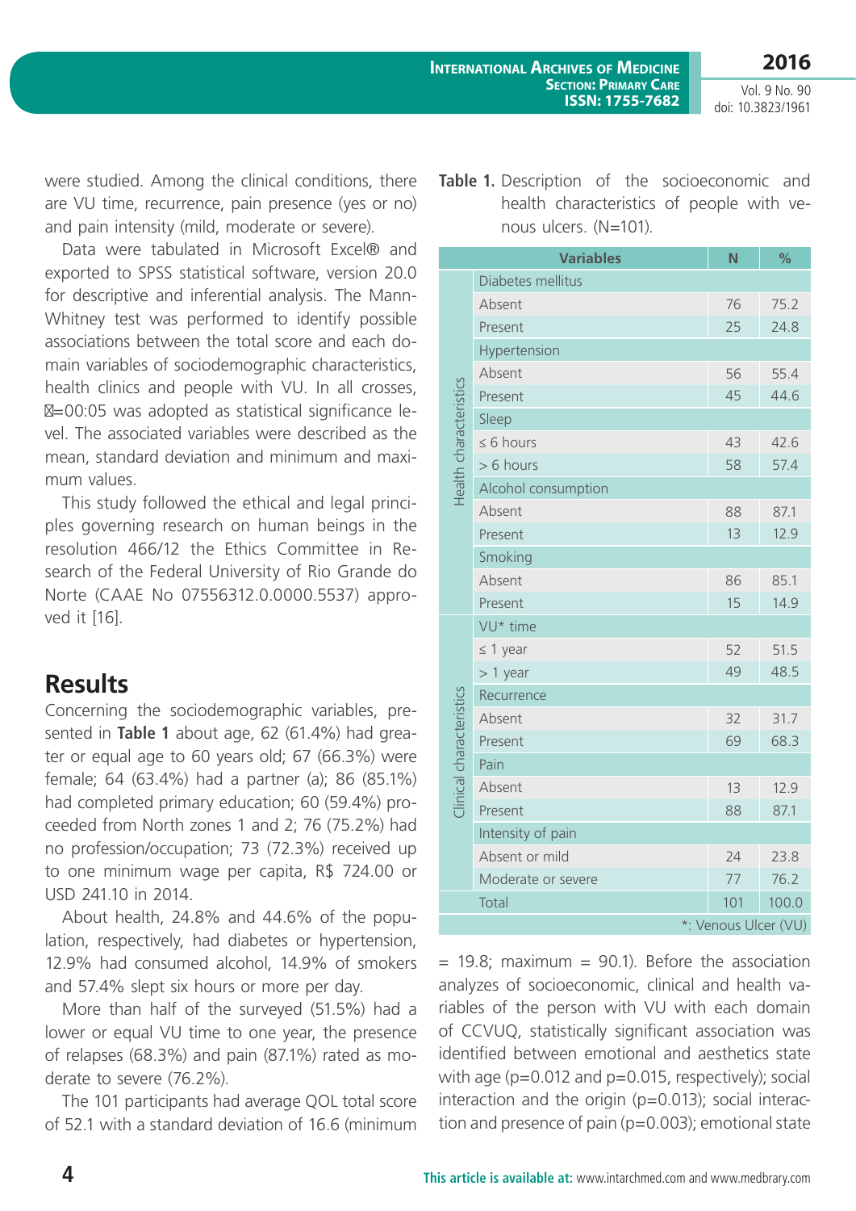were studied. Among the clinical conditions, there are VU time, recurrence, pain presence (yes or no) and pain intensity (mild, moderate or severe).

Data were tabulated in Microsoft Excel® and exported to SPSS statistical software, version 20.0 for descriptive and inferential analysis. The Mann-Whitney test was performed to identify possible associations between the total score and each domain variables of sociodemographic characteristics, health clinics and people with VU. In all crosses, =00:05 was adopted as statistical significance level. The associated variables were described as the mean, standard deviation and minimum and maximum values.

This study followed the ethical and legal principles governing research on human beings in the resolution 466/12 the Ethics Committee in Research of the Federal University of Rio Grande do Norte (CAAE No 07556312.0.0000.5537) approved it [16].

## Results

Concerning the sociodemographic variables, presented in **Table 1** about age, 62 (61.4%) had greater or equal age to 60 years old; 67 (66.3%) were female; 64 (63.4%) had a partner (a); 86 (85.1%) had completed primary education; 60 (59.4%) proceeded from North zones 1 and 2; 76 (75.2%) had no profession/occupation; 73 (72.3%) received up to one minimum wage per capita, R$ 724.00 or USD 241.10 in 2014.

About health, 24.8% and 44.6% of the population, respectively, had diabetes or hypertension, 12.9% had consumed alcohol, 14.9% of smokers and 57.4% slept six hours or more per day.

More than half of the surveyed (51.5%) had a lower or equal VU time to one year, the presence of relapses (68.3%) and pain (87.1%) rated as moderate to severe (76.2%).

The 101 participants had average QOL total score of 52.1 with a standard deviation of 16.6 (minimum = 19.8; maximum = 90.1). Before the association analyzes of socioeconomic, clinical and health variables of the person with VU with each domain of CCVUQ, statistically significant association was identified between emotional and aesthetics state with age (p=0.012 and p=0.015, respectively); social interaction and the origin (p=0.013); social interaction and presence of pain (p=0.003); emotional state

**Table 1.** Description of the socioeconomic and health characteristics of people with venous ulcers. (N=101).

| | Variables | N | % |
|---|---|---|---|
| Health characteristics | Diabetes mellitus | | |
| | Absent | 76 | 75.2 |
| | Present | 25 | 24.8 |
| | Hypertension | | |
| | Absent | 56 | 55.4 |
| | Present | 45 | 44.6 |
| | Sleep | | |
| | ≤ 6 hours | 43 | 42.6 |
| | > 6 hours | 58 | 57.4 |
| | Alcohol consumption | | |
| | Absent | 88 | 87.1 |
| | Present | 13 | 12.9 |
| | Smoking | | |
| | Absent | 86 | 85.1 |
| | Present | 15 | 14.9 |
| Clinical characteristics | VU* time | | |
| | ≤ 1 year | 52 | 51.5 |
| | > 1 year | 49 | 48.5 |
| | Recurrence | | |
| | Absent | 32 | 31.7 |
| | Present | 69 | 68.3 |
| | Pain | | |
| | Absent | 13 | 12.9 |
| | Present | 88 | 87.1 |
| | Intensity of pain | | |
| | Absent or mild | 24 | 23.8 |
| | Moderate or severe | 77 | 76.2 |
| | Total | 101 | 100.0 |

*: Venous Ulcer (VU)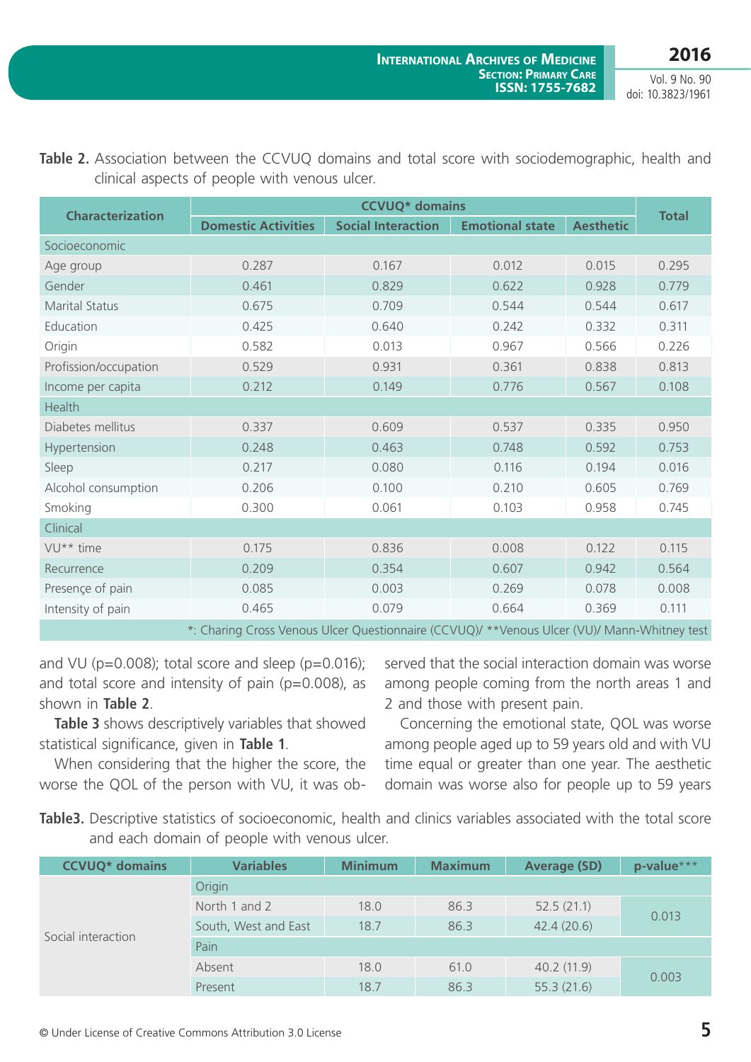**Table 2.** Association between the CCVUQ domains and total score with sociodemographic, health and clinical aspects of people with venous ulcer.

| Characterization | CCVUQ* domains | | | | Total |
|---|---|---|---|---|---|
| | Domestic Activities | Social Interaction | Emotional state | Aesthetic | |
| Socioeconomic | | | | | |
| Age group | 0.287 | 0.167 | 0.012 | 0.015 | 0.295 |
| Gender | 0.461 | 0.829 | 0.622 | 0.928 | 0.779 |
| Marital Status | 0.675 | 0.709 | 0.544 | 0.544 | 0.617 |
| Education | 0.425 | 0.640 | 0.242 | 0.332 | 0.311 |
| Origin | 0.582 | 0.013 | 0.967 | 0.566 | 0.226 |
| Profission/occupation | 0.529 | 0.931 | 0.361 | 0.838 | 0.813 |
| Income per capita | 0.212 | 0.149 | 0.776 | 0.567 | 0.108 |
| Health | | | | | |
| Diabetes mellitus | 0.337 | 0.609 | 0.537 | 0.335 | 0.950 |
| Hypertension | 0.248 | 0.463 | 0.748 | 0.592 | 0.753 |
| Sleep | 0.217 | 0.080 | 0.116 | 0.194 | 0.016 |
| Alcohol consumption | 0.206 | 0.100 | 0.210 | 0.605 | 0.769 |
| Smoking | 0.300 | 0.061 | 0.103 | 0.958 | 0.745 |
| Clinical | | | | | |
| VU** time | 0.175 | 0.836 | 0.008 | 0.122 | 0.115 |
| Recurrence | 0.209 | 0.354 | 0.607 | 0.942 | 0.564 |
| Presençe of pain | 0.085 | 0.003 | 0.269 | 0.078 | 0.008 |
| Intensity of pain | 0.465 | 0.079 | 0.664 | 0.369 | 0.111 |

*: Charing Cross Venous Ulcer Questionnaire (CCVUQ)/ **Venous Ulcer (VU)/ Mann-Whitney test

and VU (p=0.008); total score and sleep (p=0.016); and total score and intensity of pain (p=0.008), as shown in **Table 2**.

**Table 3** shows descriptively variables that showed statistical significance, given in **Table 1**.

When considering that the higher the score, the worse the QOL of the person with VU, it was observed that the social interaction domain was worse among people coming from the north areas 1 and 2 and those with present pain.

Concerning the emotional state, QOL was worse among people aged up to 59 years old and with VU time equal or greater than one year. The aesthetic domain was worse also for people up to 59 years

**Table3.** Descriptive statistics of socioeconomic, health and clinics variables associated with the total score and each domain of people with venous ulcer.

| CCVUQ* domains | Variables | Minimum | Maximum | Average (SD) | p-value*** |
|---|---|---|---|---|---|
| Social interaction | Origin | | | | |
| | North 1 and 2 | 18.0 | 86.3 | 52.5 (21.1) | 0.013 |
| | South, West and East | 18.7 | 86.3 | 42.4 (20.6) | |
| | Pain | | | | |
| | Absent | 18.0 | 61.0 | 40.2 (11.9) | 0.003 |
| | Present | 18.7 | 86.3 | 55.3 (21.6) | |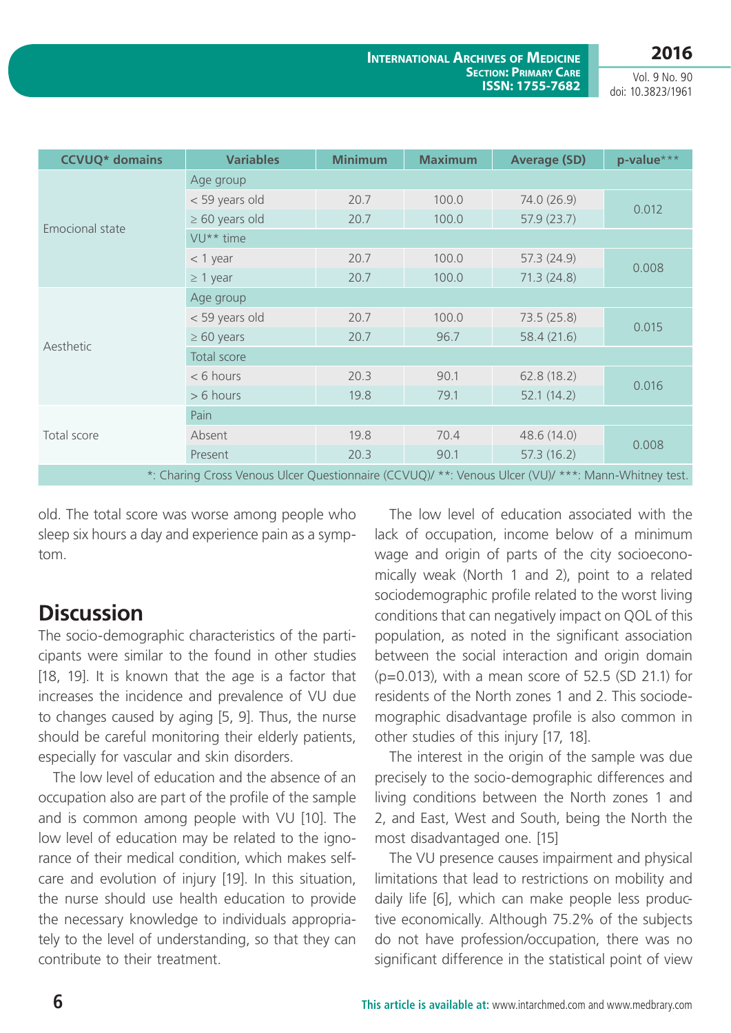| CCVUQ* domains | Variables | Minimum | Maximum | Average (SD) | p-value*** |
|---|---|---|---|---|---|
| Emocional state | Age group | | | | |
| | < 59 years old | 20.7 | 100.0 | 74.0 (26.9) | 0.012 |
| | ≥ 60 years old | 20.7 | 100.0 | 57.9 (23.7) | |
| | VU** time | | | | |
| | < 1 year | 20.7 | 100.0 | 57.3 (24.9) | 0.008 |
| | ≥ 1 year | 20.7 | 100.0 | 71.3 (24.8) | |
| Aesthetic | Age group | | | | |
| | < 59 years old | 20.7 | 100.0 | 73.5 (25.8) | 0.015 |
| | ≥ 60 years | 20.7 | 96.7 | 58.4 (21.6) | |
| | Total score | | | | |
| | < 6 hours | 20.3 | 90.1 | 62.8 (18.2) | 0.016 |
| | > 6 hours | 19.8 | 79.1 | 52.1 (14.2) | |
| Total score | Pain | | | | |
| | Absent | 19.8 | 70.4 | 48.6 (14.0) | 0.008 |
| | Present | 20.3 | 90.1 | 57.3 (16.2) | |

*: Charing Cross Venous Ulcer Questionnaire (CCVUQ)/ **: Venous Ulcer (VU)/ ***: Mann-Whitney test.

old. The total score was worse among people who sleep six hours a day and experience pain as a symptom.

## Discussion

The socio-demographic characteristics of the participants were similar to the found in other studies [18, 19]. It is known that the age is a factor that increases the incidence and prevalence of VU due to changes caused by aging [5, 9]. Thus, the nurse should be careful monitoring their elderly patients, especially for vascular and skin disorders.

The low level of education and the absence of an occupation also are part of the profile of the sample and is common among people with VU [10]. The low level of education may be related to the ignorance of their medical condition, which makes self-care and evolution of injury [19]. In this situation, the nurse should use health education to provide the necessary knowledge to individuals appropriately to the level of understanding, so that they can contribute to their treatment.

The low level of education associated with the lack of occupation, income below of a minimum wage and origin of parts of the city socioeconomically weak (North 1 and 2), point to a related sociodemographic profile related to the worst living conditions that can negatively impact on QOL of this population, as noted in the significant association between the social interaction and origin domain (p=0.013), with a mean score of 52.5 (SD 21.1) for residents of the North zones 1 and 2. This sociodemographic disadvantage profile is also common in other studies of this injury [17, 18].

The interest in the origin of the sample was due precisely to the socio-demographic differences and living conditions between the North zones 1 and 2, and East, West and South, being the North the most disadvantaged one. [15]

The VU presence causes impairment and physical limitations that lead to restrictions on mobility and daily life [6], which can make people less productive economically. Although 75.2% of the subjects do not have profession/occupation, there was no significant difference in the statistical point of view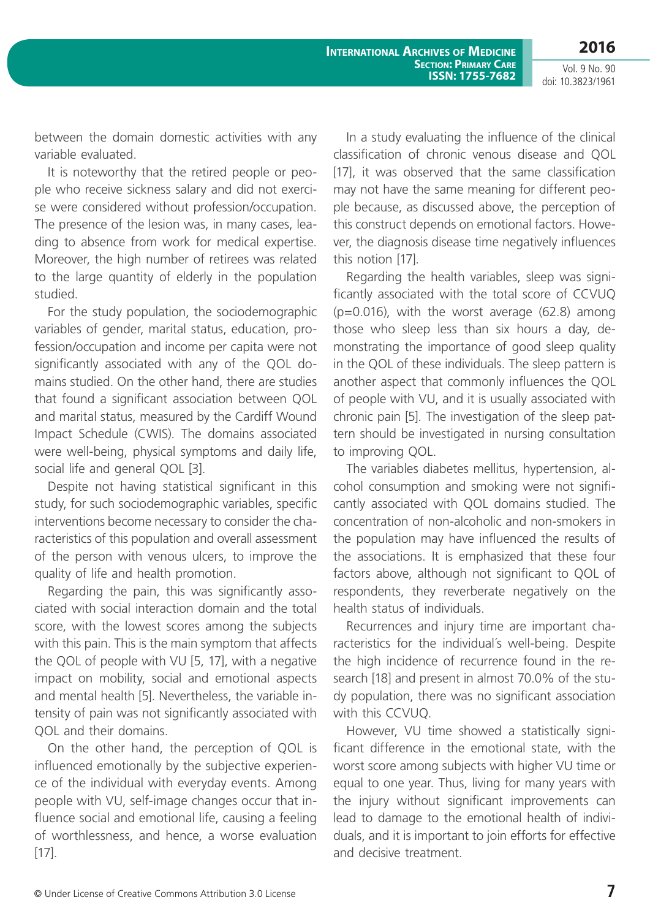between the domain domestic activities with any variable evaluated.

It is noteworthy that the retired people or people who receive sickness salary and did not exercise were considered without profession/occupation. The presence of the lesion was, in many cases, leading to absence from work for medical expertise. Moreover, the high number of retirees was related to the large quantity of elderly in the population studied.

For the study population, the sociodemographic variables of gender, marital status, education, profession/occupation and income per capita were not significantly associated with any of the QOL domains studied. On the other hand, there are studies that found a significant association between QOL and marital status, measured by the Cardiff Wound Impact Schedule (CWIS). The domains associated were well-being, physical symptoms and daily life, social life and general QOL [3].

Despite not having statistical significant in this study, for such sociodemographic variables, specific interventions become necessary to consider the characteristics of this population and overall assessment of the person with venous ulcers, to improve the quality of life and health promotion.

Regarding the pain, this was significantly associated with social interaction domain and the total score, with the lowest scores among the subjects with this pain. This is the main symptom that affects the QOL of people with VU [5, 17], with a negative impact on mobility, social and emotional aspects and mental health [5]. Nevertheless, the variable intensity of pain was not significantly associated with QOL and their domains.

On the other hand, the perception of QOL is influenced emotionally by the subjective experience of the individual with everyday events. Among people with VU, self-image changes occur that influence social and emotional life, causing a feeling of worthlessness, and hence, a worse evaluation [17].

In a study evaluating the influence of the clinical classification of chronic venous disease and QOL [17], it was observed that the same classification may not have the same meaning for different people because, as discussed above, the perception of this construct depends on emotional factors. However, the diagnosis disease time negatively influences this notion [17].

Regarding the health variables, sleep was significantly associated with the total score of CCVUQ (p=0.016), with the worst average (62.8) among those who sleep less than six hours a day, demonstrating the importance of good sleep quality in the QOL of these individuals. The sleep pattern is another aspect that commonly influences the QOL of people with VU, and it is usually associated with chronic pain [5]. The investigation of the sleep pattern should be investigated in nursing consultation to improving QOL.

The variables diabetes mellitus, hypertension, alcohol consumption and smoking were not significantly associated with QOL domains studied. The concentration of non-alcoholic and non-smokers in the population may have influenced the results of the associations. It is emphasized that these four factors above, although not significant to QOL of respondents, they reverberate negatively on the health status of individuals.

Recurrences and injury time are important characteristics for the individual´s well-being. Despite the high incidence of recurrence found in the research [18] and present in almost 70.0% of the study population, there was no significant association with this CCVUQ.

However, VU time showed a statistically significant difference in the emotional state, with the worst score among subjects with higher VU time or equal to one year. Thus, living for many years with the injury without significant improvements can lead to damage to the emotional health of individuals, and it is important to join efforts for effective and decisive treatment.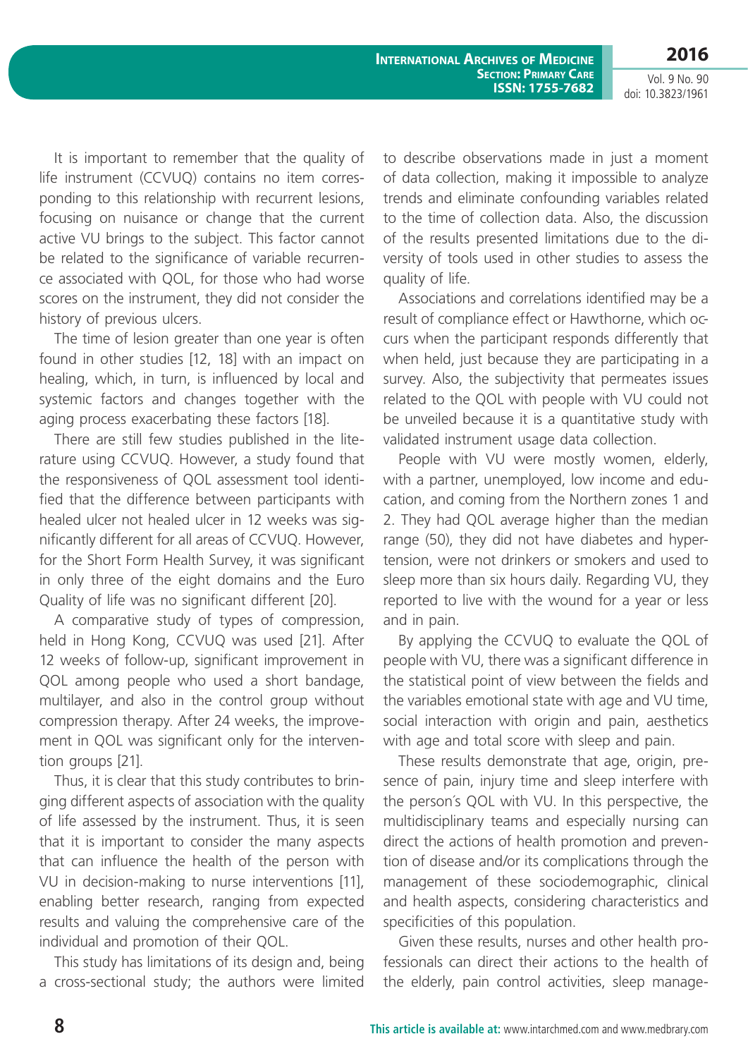It is important to remember that the quality of life instrument (CCVUQ) contains no item corresponding to this relationship with recurrent lesions, focusing on nuisance or change that the current active VU brings to the subject. This factor cannot be related to the significance of variable recurrence associated with QOL, for those who had worse scores on the instrument, they did not consider the history of previous ulcers.

The time of lesion greater than one year is often found in other studies [12, 18] with an impact on healing, which, in turn, is influenced by local and systemic factors and changes together with the aging process exacerbating these factors [18].

There are still few studies published in the literature using CCVUQ. However, a study found that the responsiveness of QOL assessment tool identified that the difference between participants with healed ulcer not healed ulcer in 12 weeks was significantly different for all areas of CCVUQ. However, for the Short Form Health Survey, it was significant in only three of the eight domains and the Euro Quality of life was no significant different [20].

A comparative study of types of compression, held in Hong Kong, CCVUQ was used [21]. After 12 weeks of follow-up, significant improvement in QOL among people who used a short bandage, multilayer, and also in the control group without compression therapy. After 24 weeks, the improvement in QOL was significant only for the intervention groups [21].

Thus, it is clear that this study contributes to bringing different aspects of association with the quality of life assessed by the instrument. Thus, it is seen that it is important to consider the many aspects that can influence the health of the person with VU in decision-making to nurse interventions [11], enabling better research, ranging from expected results and valuing the comprehensive care of the individual and promotion of their QOL.

This study has limitations of its design and, being a cross-sectional study; the authors were limited to describe observations made in just a moment of data collection, making it impossible to analyze trends and eliminate confounding variables related to the time of collection data. Also, the discussion of the results presented limitations due to the diversity of tools used in other studies to assess the quality of life.

Associations and correlations identified may be a result of compliance effect or Hawthorne, which occurs when the participant responds differently that when held, just because they are participating in a survey. Also, the subjectivity that permeates issues related to the QOL with people with VU could not be unveiled because it is a quantitative study with validated instrument usage data collection.

People with VU were mostly women, elderly, with a partner, unemployed, low income and education, and coming from the Northern zones 1 and 2. They had QOL average higher than the median range (50), they did not have diabetes and hypertension, were not drinkers or smokers and used to sleep more than six hours daily. Regarding VU, they reported to live with the wound for a year or less and in pain.

By applying the CCVUQ to evaluate the QOL of people with VU, there was a significant difference in the statistical point of view between the fields and the variables emotional state with age and VU time, social interaction with origin and pain, aesthetics with age and total score with sleep and pain.

These results demonstrate that age, origin, presence of pain, injury time and sleep interfere with the person´s QOL with VU. In this perspective, the multidisciplinary teams and especially nursing can direct the actions of health promotion and prevention of disease and/or its complications through the management of these sociodemographic, clinical and health aspects, considering characteristics and specificities of this population.

Given these results, nurses and other health professionals can direct their actions to the health of the elderly, pain control activities, sleep manage-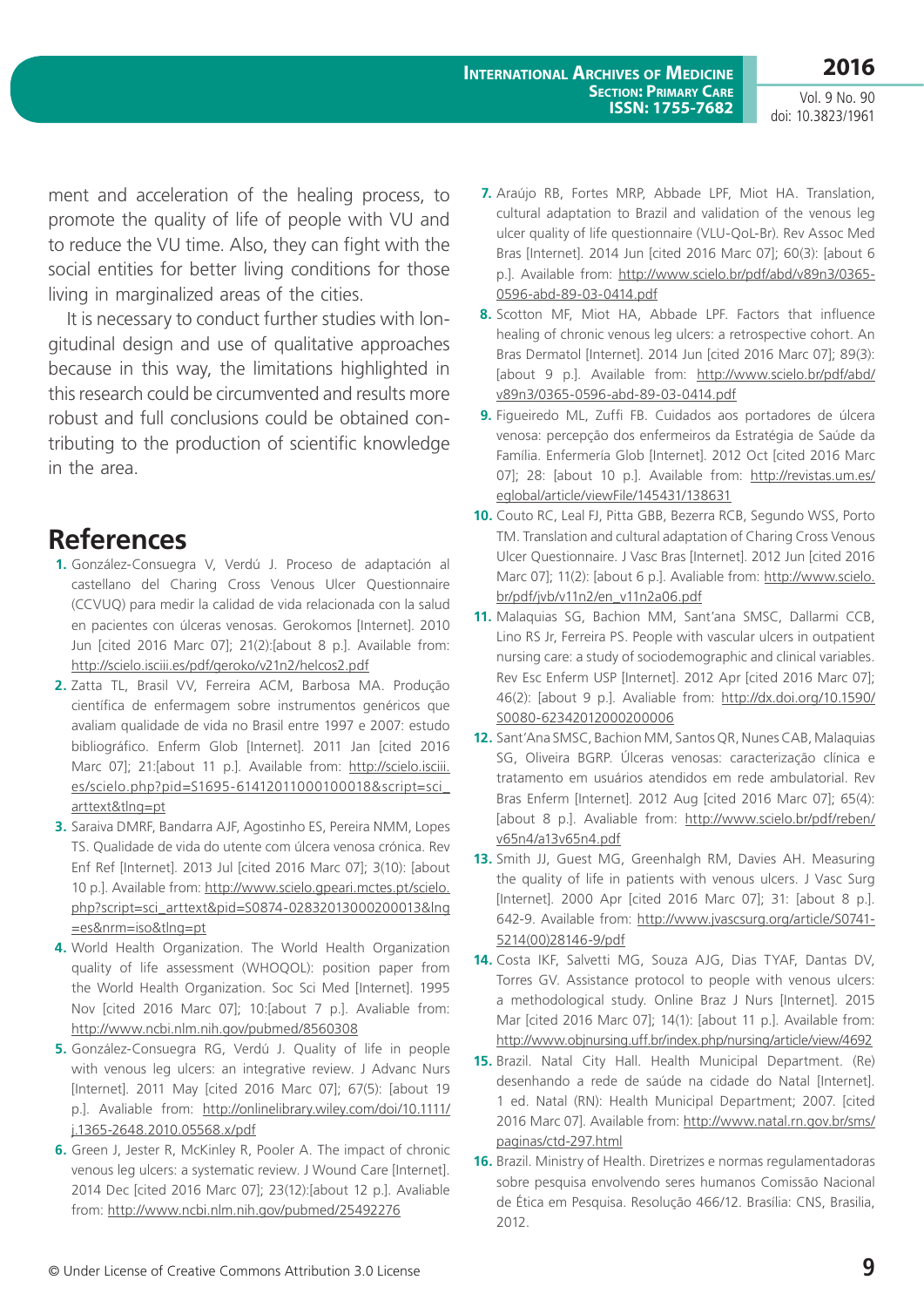ment and acceleration of the healing process, to promote the quality of life of people with VU and to reduce the VU time. Also, they can fight with the social entities for better living conditions for those living in marginalized areas of the cities.

It is necessary to conduct further studies with longitudinal design and use of qualitative approaches because in this way, the limitations highlighted in this research could be circumvented and results more robust and full conclusions could be obtained contributing to the production of scientific knowledge in the area.

## References

1. González-Consuegra V, Verdú J. Proceso de adaptación al castellano del Charing Cross Venous Ulcer Questionnaire (CCVUQ) para medir la calidad de vida relacionada con la salud en pacientes con úlceras venosas. Gerokomos [Internet]. 2010 Jun [cited 2016 Marc 07]; 21(2):[about 8 p.]. Available from: http://scielo.isciii.es/pdf/geroko/v21n2/helcos2.pdf
2. Zatta TL, Brasil VV, Ferreira ACM, Barbosa MA. Produção científica de enfermagem sobre instrumentos genéricos que avaliam qualidade de vida no Brasil entre 1997 e 2007: estudo bibliográfico. Enferm Glob [Internet]. 2011 Jan [cited 2016 Marc 07]; 21:[about 11 p.]. Available from: http://scielo.isciii.es/scielo.php?pid=S1695-61412011001000018&script=sci_arttext&tlng=pt
3. Saraiva DMRF, Bandarra AJF, Agostinho ES, Pereira NMM, Lopes TS. Qualidade de vida do utente com úlcera venosa crónica. Rev Enf Ref [Internet]. 2013 Jul [cited 2016 Marc 07]; 3(10): [about 10 p.]. Available from: http://www.scielo.gpeari.mctes.pt/scielo.php?script=sci_arttext&pid=S0874-02832013000200013&lng=es&nrm=iso&tlng=pt
4. World Health Organization. The World Health Organization quality of life assessment (WHOQOL): position paper from the World Health Organization. Soc Sci Med [Internet]. 1995 Nov [cited 2016 Marc 07]; 10:[about 7 p.]. Avaliable from: http://www.ncbi.nlm.nih.gov/pubmed/8560308
5. González-Consuegra RG, Verdú J. Quality of life in people with venous leg ulcers: an integrative review. J Advanc Nurs [Internet]. 2011 May [cited 2016 Marc 07]; 67(5): [about 19 p.]. Avaliable from: http://onlinelibrary.wiley.com/doi/10.1111/j.1365-2648.2010.05568.x/pdf
6. Green J, Jester R, McKinley R, Pooler A. The impact of chronic venous leg ulcers: a systematic review. J Wound Care [Internet]. 2014 Dec [cited 2016 Marc 07]; 23(12):[about 12 p.]. Avaliable from: http://www.ncbi.nlm.nih.gov/pubmed/25492276
7. Araújo RB, Fortes MRP, Abbade LPF, Miot HA. Translation, cultural adaptation to Brazil and validation of the venous leg ulcer quality of life questionnaire (VLU-QoL-Br). Rev Assoc Med Bras [Internet]. 2014 Jun [cited 2016 Marc 07]; 60(3): [about 6 p.]. Available from: http://www.scielo.br/pdf/abd/v89n3/0365-0596-abd-89-03-0414.pdf
8. Scotton MF, Miot HA, Abbade LPF. Factors that influence healing of chronic venous leg ulcers: a retrospective cohort. An Bras Dermatol [Internet]. 2014 Jun [cited 2016 Marc 07]; 89(3): [about 9 p.]. Available from: http://www.scielo.br/pdf/abd/v89n3/0365-0596-abd-89-03-0414.pdf
9. Figueiredo ML, Zuffi FB. Cuidados aos portadores de úlcera venosa: percepção dos enfermeiros da Estratégia de Saúde da Família. Enfermería Glob [Internet]. 2012 Oct [cited 2016 Marc 07]; 28: [about 10 p.]. Available from: http://revistas.um.es/eglobal/article/viewFile/145431/138631
10. Couto RC, Leal FJ, Pitta GBB, Bezerra RCB, Segundo WSS, Porto TM. Translation and cultural adaptation of Charing Cross Venous Ulcer Questionnaire. J Vasc Bras [Internet]. 2012 Jun [cited 2016 Marc 07]; 11(2): [about 6 p.]. Avaliable from: http://www.scielo.br/pdf/jvb/v11n2/en_v11n2a06.pdf
11. Malaquias SG, Bachion MM, Sant'ana SMSC, Dallarmi CCB, Lino RS Jr, Ferreira PS. People with vascular ulcers in outpatient nursing care: a study of sociodemographic and clinical variables. Rev Esc Enferm USP [Internet]. 2012 Apr [cited 2016 Marc 07]; 46(2): [about 9 p.]. Avaliable from: http://dx.doi.org/10.1590/S0080-62342012000200006
12. Sant'Ana SMSC, Bachion MM, Santos QR, Nunes CAB, Malaquias SG, Oliveira BGRP. Úlceras venosas: caracterização clínica e tratamento em usuários atendidos em rede ambulatorial. Rev Bras Enferm [Internet]. 2012 Aug [cited 2016 Marc 07]; 65(4): [about 8 p.]. Avaliable from: http://www.scielo.br/pdf/reben/v65n4/a13v65n4.pdf
13. Smith JJ, Guest MG, Greenhalgh RM, Davies AH. Measuring the quality of life in patients with venous ulcers. J Vasc Surg [Internet]. 2000 Apr [cited 2016 Marc 07]; 31: [about 8 p.]. 642-9. Available from: http://www.jvascsurg.org/article/S0741-5214(00)28146-9/pdf
14. Costa IKF, Salvetti MG, Souza AJG, Dias TYAF, Dantas DV, Torres GV. Assistance protocol to people with venous ulcers: a methodological study. Online Braz J Nurs [Internet]. 2015 Mar [cited 2016 Marc 07]; 14(1): [about 11 p.]. Available from: http://www.objnursing.uff.br/index.php/nursing/article/view/4692
15. Brazil. Natal City Hall. Health Municipal Department. (Re) desenhando a rede de saúde na cidade do Natal [Internet]. 1 ed. Natal (RN): Health Municipal Department; 2007. [cited 2016 Marc 07]. Available from: http://www.natal.rn.gov.br/sms/paginas/ctd-297.html
16. Brazil. Ministry of Health. Diretrizes e normas regulamentadoras sobre pesquisa envolvendo seres humanos Comissão Nacional de Ética em Pesquisa. Resolução 466/12. Brasília: CNS, Brasilia, 2012.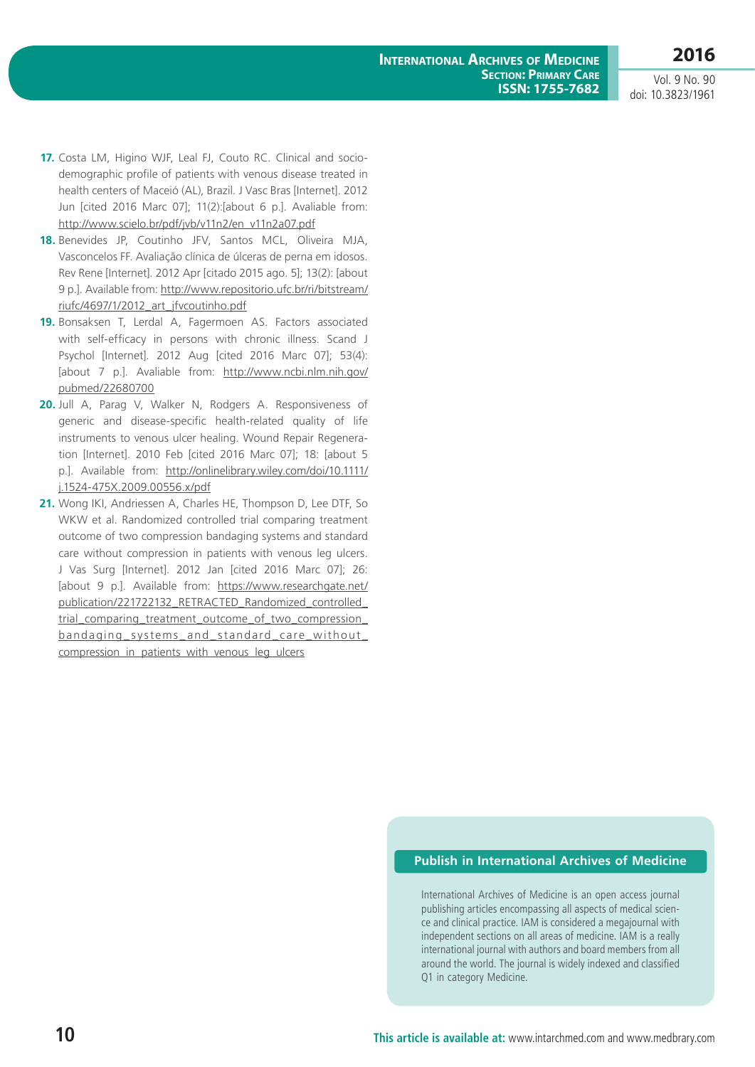17. Costa LM, Higino WJF, Leal FJ, Couto RC. Clinical and socio-demographic profile of patients with venous disease treated in health centers of Maceió (AL), Brazil. J Vasc Bras [Internet]. 2012 Jun [cited 2016 Marc 07]; 11(2):[about 6 p.]. Avaliable from: http://www.scielo.br/pdf/jvb/v11n2/en_v11n2a07.pdf
18. Benevides JP, Coutinho JFV, Santos MCL, Oliveira MJA, Vasconcelos FF. Avaliação clínica de úlceras de perna em idosos. Rev Rene [Internet]. 2012 Apr [citado 2015 ago. 5]; 13(2): [about 9 p.]. Available from: http://www.repositorio.ufc.br/ri/bitstream/riufc/4697/1/2012_art_jfvcoutinho.pdf
19. Bonsaksen T, Lerdal A, Fagermoen AS. Factors associated with self-efficacy in persons with chronic illness. Scand J Psychol [Internet]. 2012 Aug [cited 2016 Marc 07]; 53(4): [about 7 p.]. Avaliable from: http://www.ncbi.nlm.nih.gov/pubmed/22680700
20. Jull A, Parag V, Walker N, Rodgers A. Responsiveness of generic and disease-specific health-related quality of life instruments to venous ulcer healing. Wound Repair Regeneration [Internet]. 2010 Feb [cited 2016 Marc 07]; 18: [about 5 p.]. Available from: http://onlinelibrary.wiley.com/doi/10.1111/j.1524-475X.2009.00556.x/pdf
21. Wong IKI, Andriessen A, Charles HE, Thompson D, Lee DTF, So WKW et al. Randomized controlled trial comparing treatment outcome of two compression bandaging systems and standard care without compression in patients with venous leg ulcers. J Vas Surg [Internet]. 2012 Jan [cited 2016 Marc 07]; 26: [about 9 p.]. Available from: https://www.researchgate.net/publication/221722132_RETRACTED_Randomized_controlled_trial_comparing_treatment_outcome_of_two_compression_bandaging_systems_and_standard_care_without_compression_in_patients_with_venous_leg_ulcers

**Publish in International Archives of Medicine**

International Archives of Medicine is an open access journal publishing articles encompassing all aspects of medical science and clinical practice. IAM is considered a megajournal with independent sections on all areas of medicine. IAM is a really international journal with authors and board members from all around the world. The journal is widely indexed and classified Q1 in category Medicine.